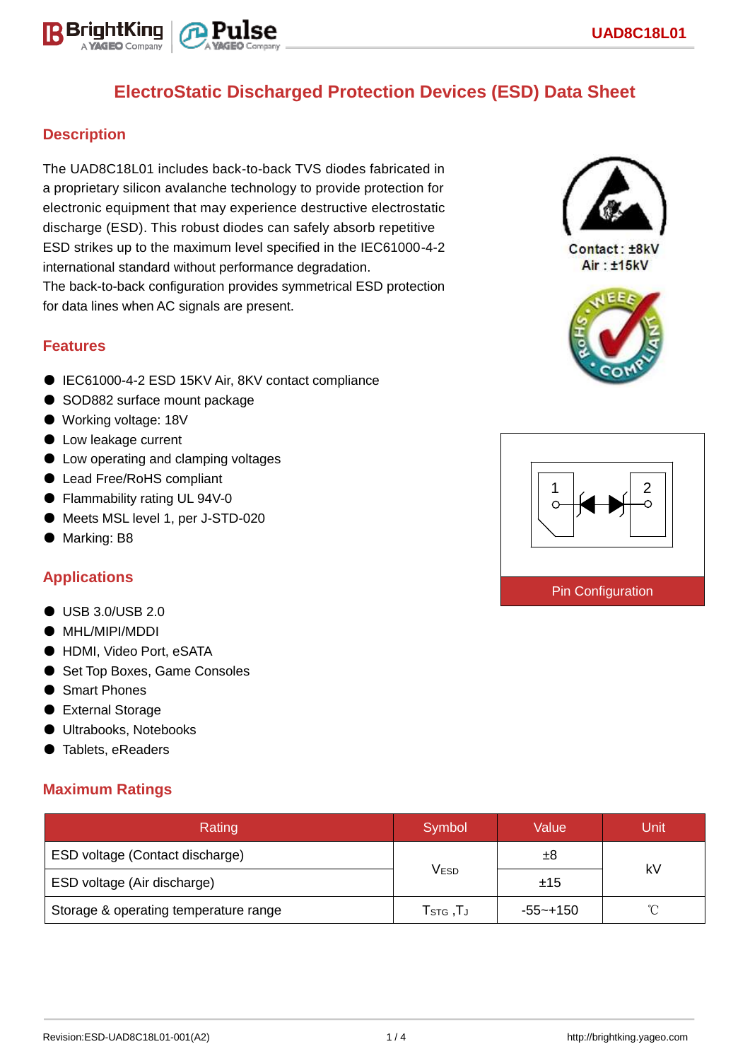# ElectroStatic Discharged Protection Devices (ESD) Data Sheet

## Description

The UAD8C18L01 includes back-to-back TVS diodes fabricated in a proprietary silicon avalanche technology to provide protection for electronic equipment that may experience destructive electrostatic discharge (ESD). This robust diodes can safely absorb repetitive ESD strikes up to the maximum level specified in the IEC61000-4-2 international standard without performance degradation.
The back-to-back configuration provides symmetrical ESD protection for data lines when AC signals are present.

Contact : ±8kV
Air : ±15kV

## Features

- IEC61000-4-2 ESD 15KV Air, 8KV contact compliance
- SOD882 surface mount package
- Working voltage: 18V
- Low leakage current
- Low operating and clamping voltages
- Lead Free/RoHS compliant
- Flammability rating UL 94V-0
- Meets MSL level 1, per J-STD-020
- Marking: B8

Pin Configuration

## Applications

- USB 3.0/USB 2.0
- MHL/MIPI/MDDI
- HDMI, Video Port, eSATA
- Set Top Boxes, Game Consoles
- Smart Phones
- External Storage
- Ultrabooks, Notebooks
- Tablets, eReaders

## Maximum Ratings

| Rating | Symbol | Value | Unit |
|---|---|---|---|
| ESD voltage (Contact discharge) | $V_{ESD}$ | ±8 | kV |
| ESD voltage (Air discharge) | | ±15 | |
| Storage & operating temperature range | $T_{STG}$ ,$T_J$ | -55~+150 | ℃ |

Revision:ESD-UAD8C18L01-001(A2) http://brightking.yageo.com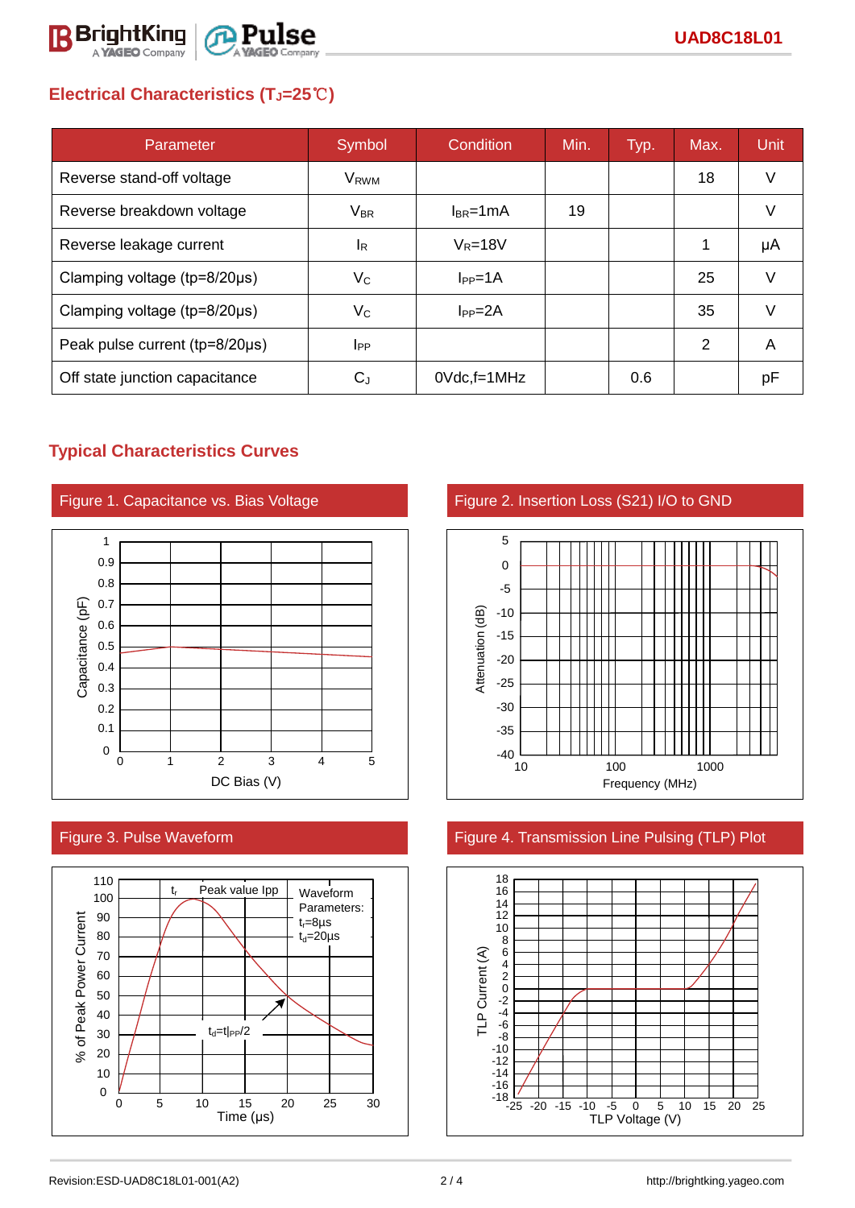## Electrical Characteristics ($T_J$=25℃)

| Parameter | Symbol | Condition | Min. | Typ. | Max. | Unit |
|---|---|---|---|---|---|---|
| Reverse stand-off voltage | $V_{RWM}$ | | | | 18 | V |
| Reverse breakdown voltage | $V_{BR}$ | $I_{BR}$=1mA | 19 | | | V |
| Reverse leakage current | $I_R$ | $V_R$=18V | | | 1 | μA |
| Clamping voltage (tp=8/20μs) | $V_C$ | $I_{PP}$=1A | | | 25 | V |
| Clamping voltage (tp=8/20μs) | $V_C$ | $I_{PP}$=2A | | | 35 | V |
| Peak pulse current (tp=8/20μs) | $I_{PP}$ | | | | 2 | A |
| Off state junction capacitance | $C_J$ | 0Vdc,f=1MHz | | 0.6 | | pF |

## Typical Characteristics Curves

Figure 1. Capacitance vs. Bias Voltage

Figure 2. Insertion Loss (S21) I/O to GND

Figure 3. Pulse Waveform

Figure 4. Transmission Line Pulsing (TLP) Plot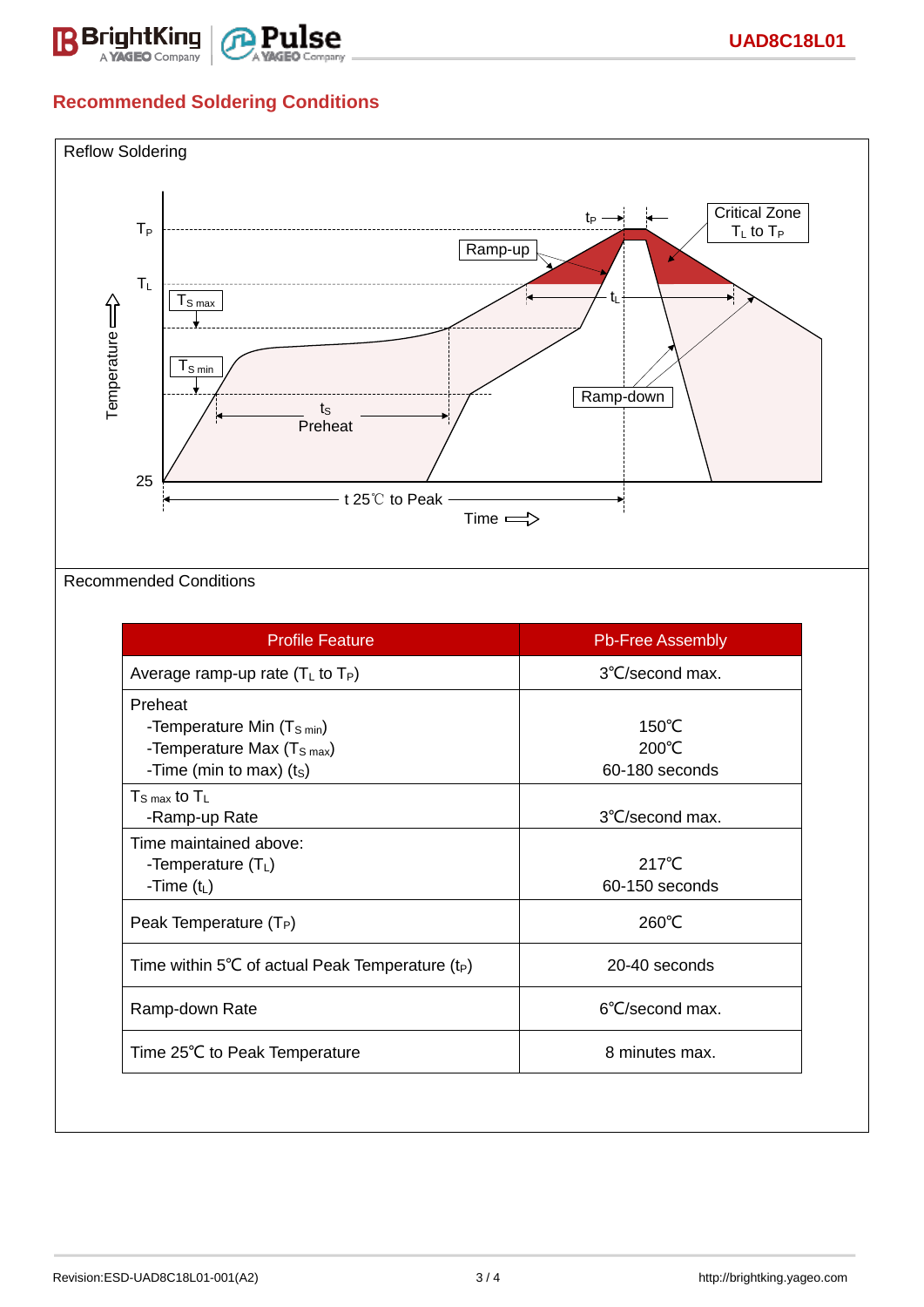## Recommended Soldering Conditions

Reflow Soldering

Recommended Conditions

| Profile Feature | Pb-Free Assembly |
|---|---|
| Average ramp-up rate ($T_L$ to $T_P$) | 3℃/second max. |
| Preheat<br>-Temperature Min ($T_{S\ min}$)<br>-Temperature Max ($T_{S\ max}$)<br>-Time (min to max) ($t_S$) | <br>150℃<br>200℃<br>60-180 seconds |
| $T_{S\ max}$ to $T_L$<br>-Ramp-up Rate | <br>3℃/second max. |
| Time maintained above:<br>-Temperature ($T_L$)<br>-Time ($t_L$) | <br>217℃<br>60-150 seconds |
| Peak Temperature ($T_P$) | 260℃ |
| Time within 5℃ of actual Peak Temperature ($t_P$) | 20-40 seconds |
| Ramp-down Rate | 6℃/second max. |
| Time 25℃ to Peak Temperature | 8 minutes max. |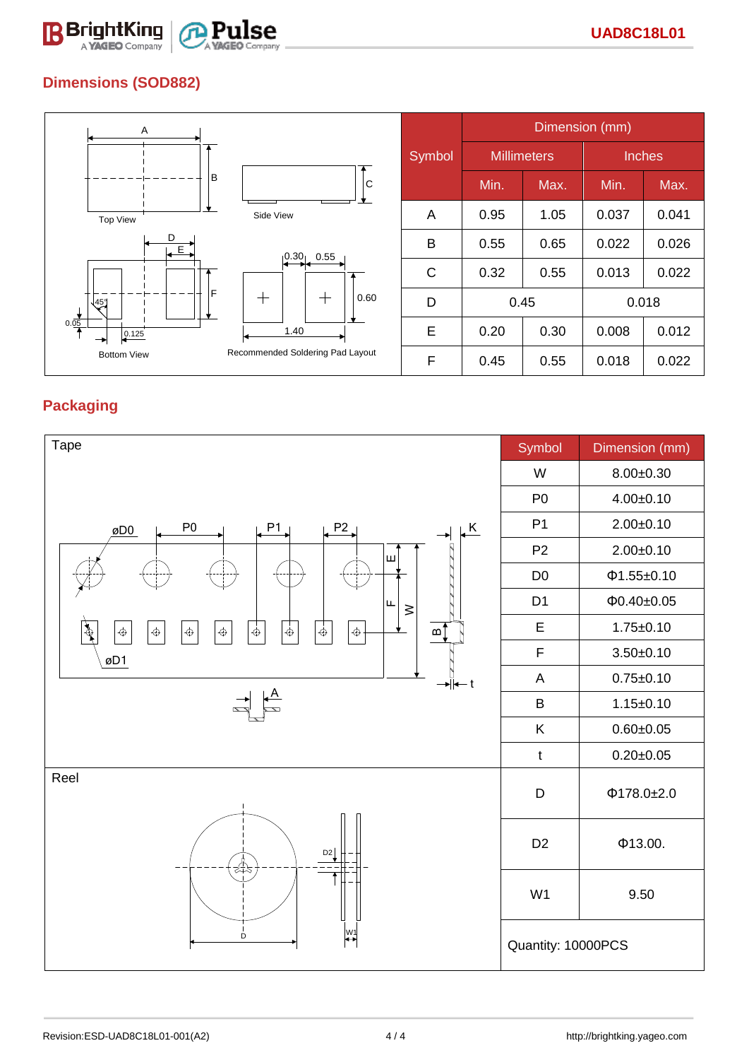## Dimensions (SOD882)

A

B

Top View

C

Side View

D

E

F

45°

0.05

0.125

Bottom View

0.30

0.55

0.60

1.40

Recommended Soldering Pad Layout

| Symbol | Dimension (mm) | | | |
|---|---|---|---|---|
| | Millimeters | | Inches | |
| | Min. | Max. | Min. | Max. |
| A | 0.95 | 1.05 | 0.037 | 0.041 |
| B | 0.55 | 0.65 | 0.022 | 0.026 |
| C | 0.32 | 0.55 | 0.013 | 0.022 |
| D | 0.45 | | 0.018 | |
| E | 0.20 | 0.30 | 0.008 | 0.012 |
| F | 0.45 | 0.55 | 0.018 | 0.022 |

## Packaging

Tape

øD0

P0

P1

P2

K

E

F

W

B

øD1

t

A

| Symbol | Dimension (mm) |
|---|---|
| W | 8.00±0.30 |
| P0 | 4.00±0.10 |
| P1 | 2.00±0.10 |
| P2 | 2.00±0.10 |
| D0 | Φ1.55±0.10 |
| D1 | Φ0.40±0.05 |
| E | 1.75±0.10 |
| F | 3.50±0.10 |
| A | 0.75±0.10 |
| B | 1.15±0.10 |
| K | 0.60±0.05 |
| t | 0.20±0.05 |

Reel

D2

D

W1

| Symbol | Dimension (mm) |
|---|---|
| D | Φ178.0±2.0 |
| D2 | Φ13.00. |
| W1 | 9.50 |

Quantity: 10000PCS

Revision:ESD-UAD8C18L01-001(A2)

http://brightking.yageo.com